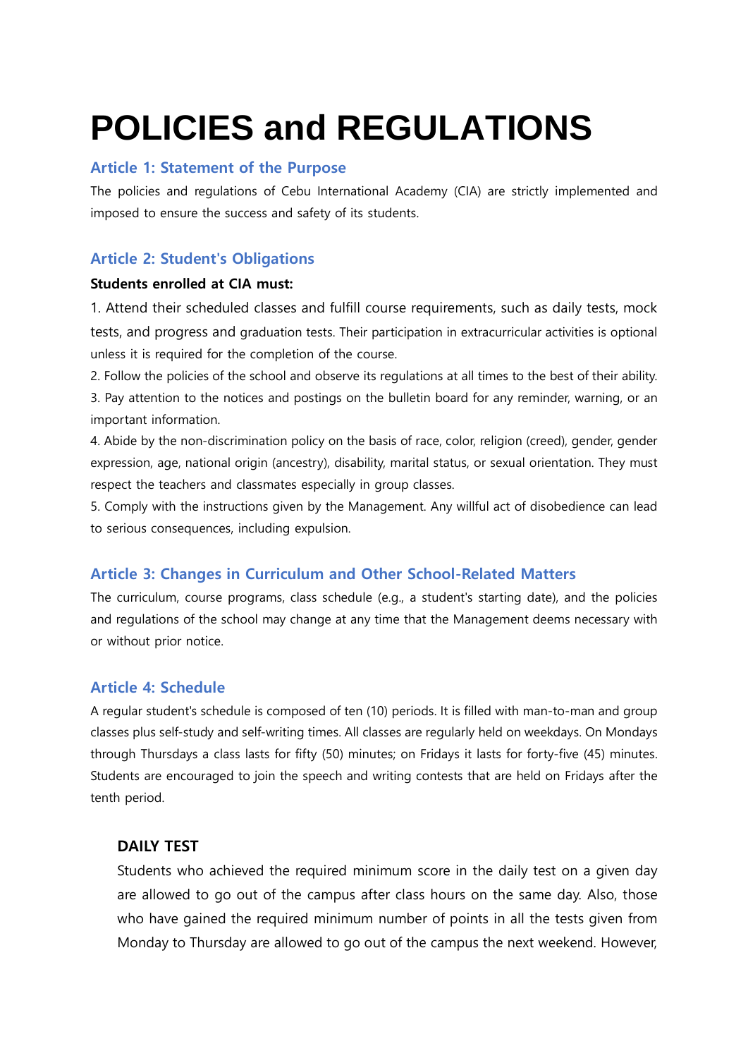# POLICIES and REGULATIONS

## Article 1: Statement of the Purpose

The policies and regulations of Cebu International Academy (CIA) are strictly implemented and imposed to ensure the success and safety of its students.

## Article 2: Student's Obligations

**Students enrolled at CIA must:**

1. Attend their scheduled classes and fulfill course requirements, such as daily tests, mock tests, and progress and graduation tests. Their participation in extracurricular activities is optional unless it is required for the completion of the course.
2. Follow the policies of the school and observe its regulations at all times to the best of their ability.
3. Pay attention to the notices and postings on the bulletin board for any reminder, warning, or an important information.
4. Abide by the non-discrimination policy on the basis of race, color, religion (creed), gender, gender expression, age, national origin (ancestry), disability, marital status, or sexual orientation. They must respect the teachers and classmates especially in group classes.
5. Comply with the instructions given by the Management. Any willful act of disobedience can lead to serious consequences, including expulsion.

## Article 3: Changes in Curriculum and Other School-Related Matters

The curriculum, course programs, class schedule (e.g., a student's starting date), and the policies and regulations of the school may change at any time that the Management deems necessary with or without prior notice.

## Article 4: Schedule

A regular student's schedule is composed of ten (10) periods. It is filled with man-to-man and group classes plus self-study and self-writing times. All classes are regularly held on weekdays. On Mondays through Thursdays a class lasts for fifty (50) minutes; on Fridays it lasts for forty-five (45) minutes. Students are encouraged to join the speech and writing contests that are held on Fridays after the tenth period.

### DAILY TEST

Students who achieved the required minimum score in the daily test on a given day are allowed to go out of the campus after class hours on the same day. Also, those who have gained the required minimum number of points in all the tests given from Monday to Thursday are allowed to go out of the campus the next weekend. However,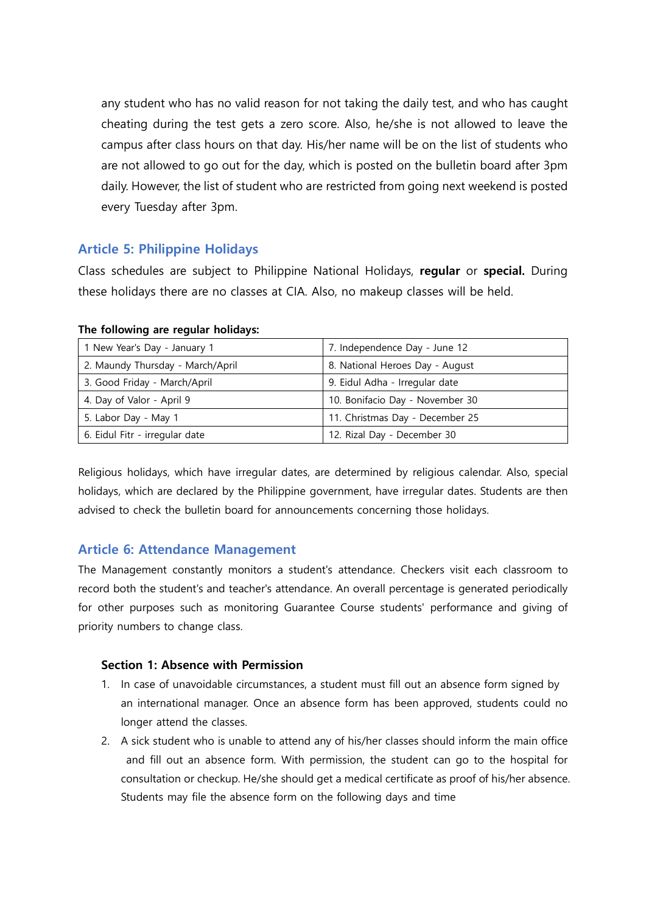any student who has no valid reason for not taking the daily test, and who has caught cheating during the test gets a zero score. Also, he/she is not allowed to leave the campus after class hours on that day. His/her name will be on the list of students who are not allowed to go out for the day, which is posted on the bulletin board after 3pm daily. However, the list of student who are restricted from going next weekend is posted every Tuesday after 3pm.

## Article 5: Philippine Holidays

Class schedules are subject to Philippine National Holidays, **regular** or **special.** During these holidays there are no classes at CIA. Also, no makeup classes will be held.

**The following are regular holidays:**

| | |
|---|---|
| 1 New Year's Day - January 1 | 7. Independence Day - June 12 |
| 2. Maundy Thursday - March/April | 8. National Heroes Day - August |
| 3. Good Friday - March/April | 9. Eidul Adha - Irregular date |
| 4. Day of Valor - April 9 | 10. Bonifacio Day - November 30 |
| 5. Labor Day - May 1 | 11. Christmas Day - December 25 |
| 6. Eidul Fitr - irregular date | 12. Rizal Day - December 30 |

Religious holidays, which have irregular dates, are determined by religious calendar. Also, special holidays, which are declared by the Philippine government, have irregular dates. Students are then advised to check the bulletin board for announcements concerning those holidays.

## Article 6: Attendance Management

The Management constantly monitors a student's attendance. Checkers visit each classroom to record both the student's and teacher's attendance. An overall percentage is generated periodically for other purposes such as monitoring Guarantee Course students' performance and giving of priority numbers to change class.

### Section 1: Absence with Permission

1. In case of unavoidable circumstances, a student must fill out an absence form signed by an international manager. Once an absence form has been approved, students could no longer attend the classes.
2. A sick student who is unable to attend any of his/her classes should inform the main office and fill out an absence form. With permission, the student can go to the hospital for consultation or checkup. He/she should get a medical certificate as proof of his/her absence. Students may file the absence form on the following days and time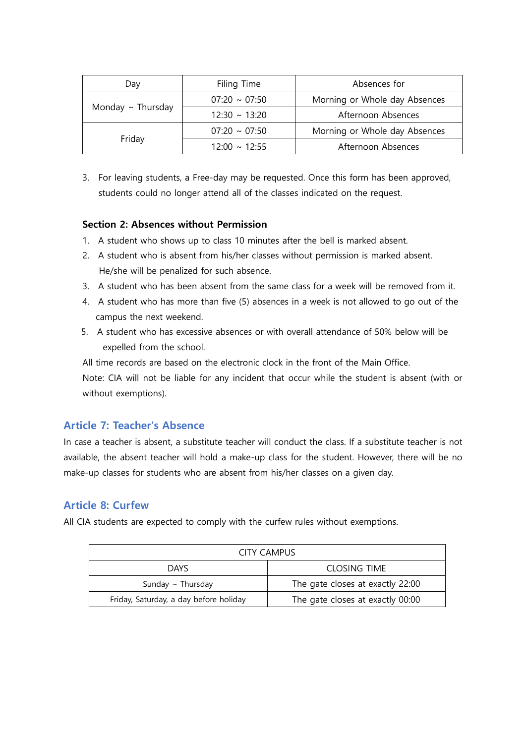| Day | Filing Time | Absences for |
|---|---|---|
| Monday ~ Thursday | 07:20 ~ 07:50 | Morning or Whole day Absences |
| | 12:30 ~ 13:20 | Afternoon Absences |
| Friday | 07:20 ~ 07:50 | Morning or Whole day Absences |
| | 12:00 ~ 12:55 | Afternoon Absences |

3. For leaving students, a Free-day may be requested. Once this form has been approved, students could no longer attend all of the classes indicated on the request.

**Section 2: Absences without Permission**

1. A student who shows up to class 10 minutes after the bell is marked absent.
2. A student who is absent from his/her classes without permission is marked absent. He/she will be penalized for such absence.
3. A student who has been absent from the same class for a week will be removed from it.
4. A student who has more than five (5) absences in a week is not allowed to go out of the campus the next weekend.
5. A student who has excessive absences or with overall attendance of 50% below will be expelled from the school.

All time records are based on the electronic clock in the front of the Main Office.

Note: CIA will not be liable for any incident that occur while the student is absent (with or without exemptions).

## Article 7: Teacher's Absence

In case a teacher is absent, a substitute teacher will conduct the class. If a substitute teacher is not available, the absent teacher will hold a make-up class for the student. However, there will be no make-up classes for students who are absent from his/her classes on a given day.

## Article 8: Curfew

All CIA students are expected to comply with the curfew rules without exemptions.

| CITY CAMPUS | |
|---|---|
| DAYS | CLOSING TIME |
| Sunday ~ Thursday | The gate closes at exactly 22:00 |
| Friday, Saturday, a day before holiday | The gate closes at exactly 00:00 |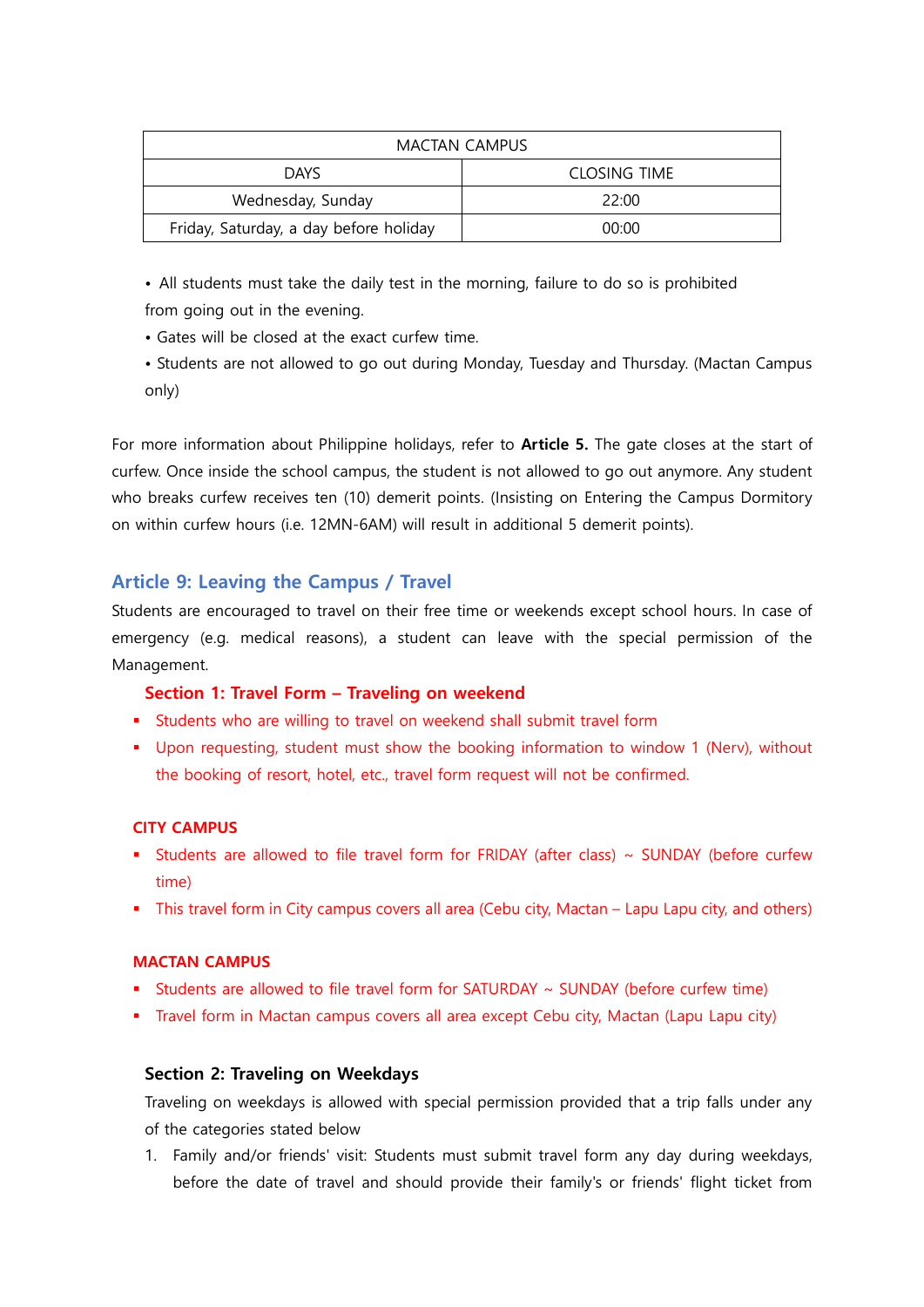| MACTAN CAMPUS | |
|---|---|
| DAYS | CLOSING TIME |
| Wednesday, Sunday | 22:00 |
| Friday, Saturday, a day before holiday | 00:00 |

• All students must take the daily test in the morning, failure to do so is prohibited from going out in the evening.
• Gates will be closed at the exact curfew time.
• Students are not allowed to go out during Monday, Tuesday and Thursday. (Mactan Campus only)

For more information about Philippine holidays, refer to **Article 5.** The gate closes at the start of curfew. Once inside the school campus, the student is not allowed to go out anymore. Any student who breaks curfew receives ten (10) demerit points. (Insisting on Entering the Campus Dormitory on within curfew hours (i.e. 12MN-6AM) will result in additional 5 demerit points).

## Article 9: Leaving the Campus / Travel

Students are encouraged to travel on their free time or weekends except school hours. In case of emergency (e.g. medical reasons), a student can leave with the special permission of the Management.

### Section 1: Travel Form – Traveling on weekend

- Students who are willing to travel on weekend shall submit travel form
- Upon requesting, student must show the booking information to window 1 (Nerv), without the booking of resort, hotel, etc., travel form request will not be confirmed.

**CITY CAMPUS**

- Students are allowed to file travel form for FRIDAY (after class) ~ SUNDAY (before curfew time)
- This travel form in City campus covers all area (Cebu city, Mactan – Lapu Lapu city, and others)

**MACTAN CAMPUS**

- Students are allowed to file travel form for SATURDAY ~ SUNDAY (before curfew time)
- Travel form in Mactan campus covers all area except Cebu city, Mactan (Lapu Lapu city)

### Section 2: Traveling on Weekdays

Traveling on weekdays is allowed with special permission provided that a trip falls under any of the categories stated below

1. Family and/or friends' visit: Students must submit travel form any day during weekdays, before the date of travel and should provide their family's or friends' flight ticket from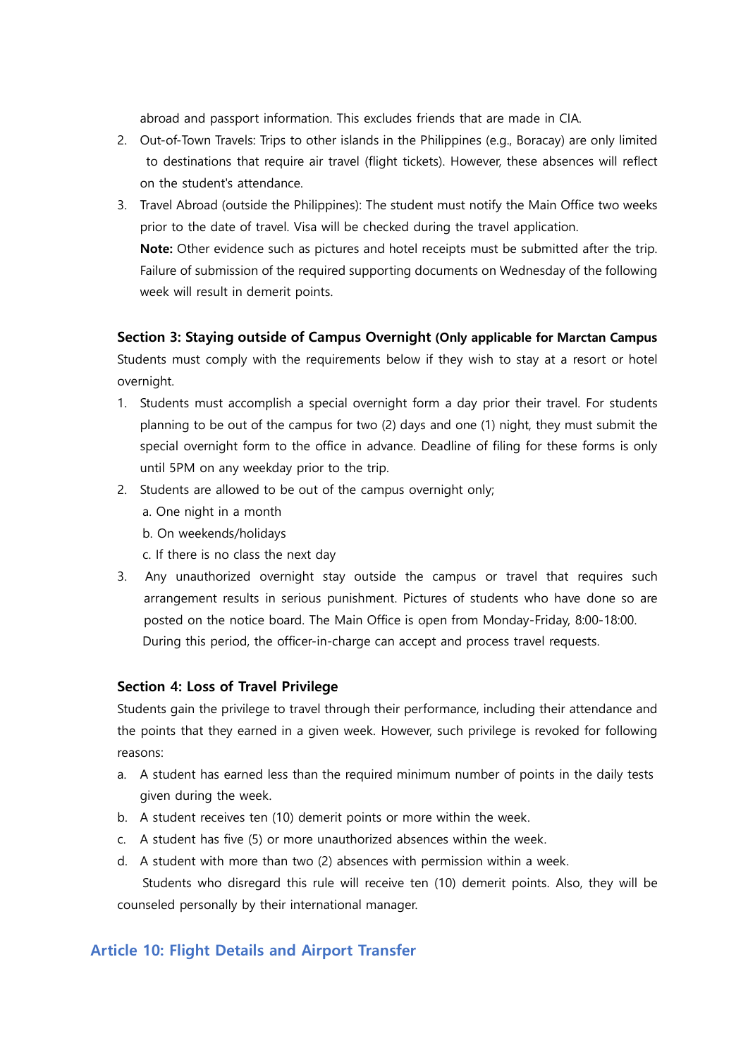abroad and passport information. This excludes friends that are made in CIA.

2. Out-of-Town Travels: Trips to other islands in the Philippines (e.g., Boracay) are only limited to destinations that require air travel (flight tickets). However, these absences will reflect on the student's attendance.
3. Travel Abroad (outside the Philippines): The student must notify the Main Office two weeks prior to the date of travel. Visa will be checked during the travel application.
   **Note:** Other evidence such as pictures and hotel receipts must be submitted after the trip. Failure of submission of the required supporting documents on Wednesday of the following week will result in demerit points.

### Section 3: Staying outside of Campus Overnight (Only applicable for Marctan Campus

Students must comply with the requirements below if they wish to stay at a resort or hotel overnight.

1. Students must accomplish a special overnight form a day prior their travel. For students planning to be out of the campus for two (2) days and one (1) night, they must submit the special overnight form to the office in advance. Deadline of filing for these forms is only until 5PM on any weekday prior to the trip.
2. Students are allowed to be out of the campus overnight only;
   a. One night in a month
   b. On weekends/holidays
   c. If there is no class the next day
3. Any unauthorized overnight stay outside the campus or travel that requires such arrangement results in serious punishment. Pictures of students who have done so are posted on the notice board. The Main Office is open from Monday-Friday, 8:00-18:00. During this period, the officer-in-charge can accept and process travel requests.

### Section 4: Loss of Travel Privilege

Students gain the privilege to travel through their performance, including their attendance and the points that they earned in a given week. However, such privilege is revoked for following reasons:

a. A student has earned less than the required minimum number of points in the daily tests given during the week.
b. A student receives ten (10) demerit points or more within the week.
c. A student has five (5) or more unauthorized absences within the week.
d. A student with more than two (2) absences with permission within a week.

Students who disregard this rule will receive ten (10) demerit points. Also, they will be counseled personally by their international manager.

## Article 10: Flight Details and Airport Transfer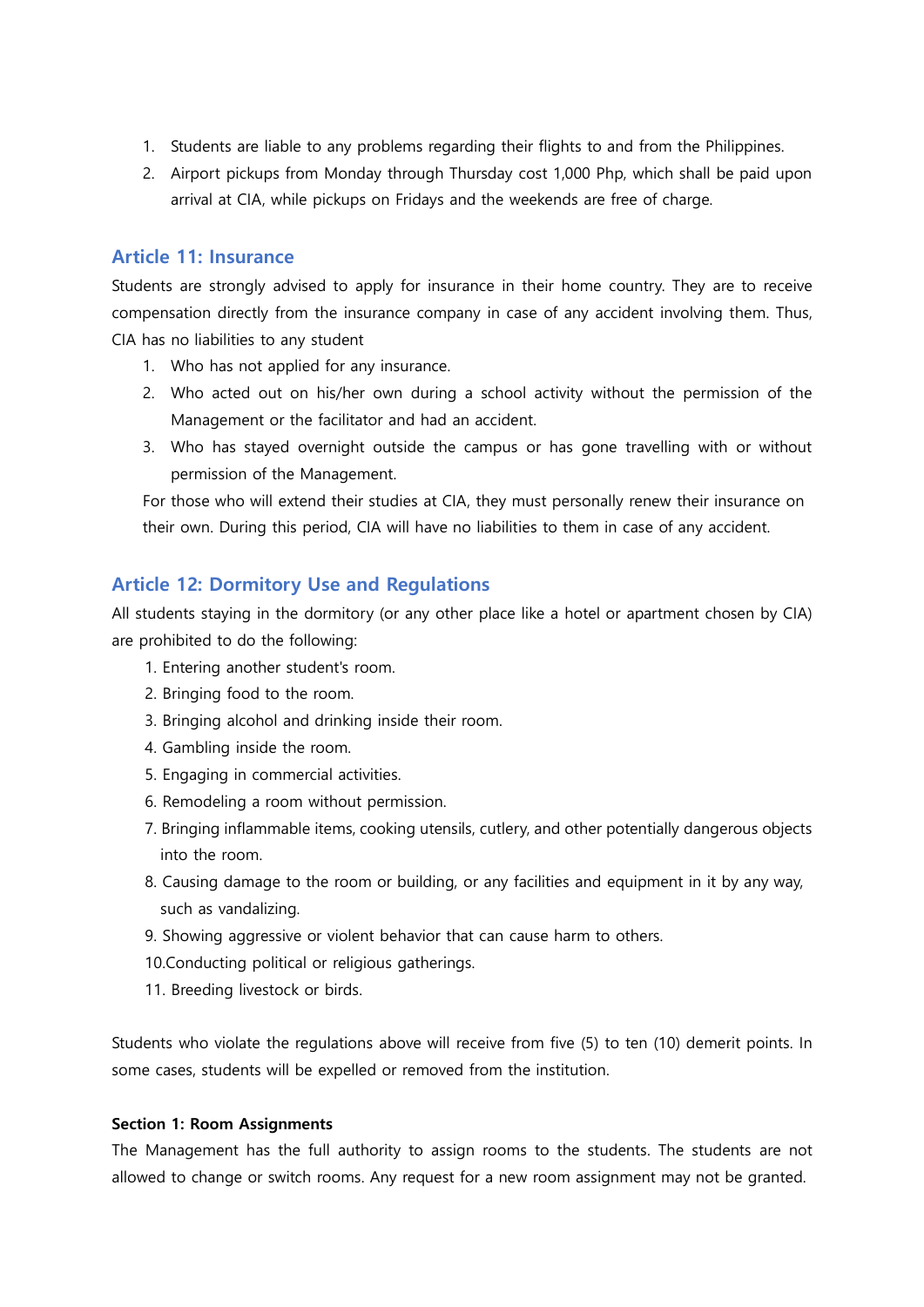1. Students are liable to any problems regarding their flights to and from the Philippines.
2. Airport pickups from Monday through Thursday cost 1,000 Php, which shall be paid upon arrival at CIA, while pickups on Fridays and the weekends are free of charge.

## Article 11: Insurance

Students are strongly advised to apply for insurance in their home country. They are to receive compensation directly from the insurance company in case of any accident involving them. Thus, CIA has no liabilities to any student

1. Who has not applied for any insurance.
2. Who acted out on his/her own during a school activity without the permission of the Management or the facilitator and had an accident.
3. Who has stayed overnight outside the campus or has gone travelling with or without permission of the Management.

For those who will extend their studies at CIA, they must personally renew their insurance on their own. During this period, CIA will have no liabilities to them in case of any accident.

## Article 12: Dormitory Use and Regulations

All students staying in the dormitory (or any other place like a hotel or apartment chosen by CIA) are prohibited to do the following:

1. Entering another student's room.
2. Bringing food to the room.
3. Bringing alcohol and drinking inside their room.
4. Gambling inside the room.
5. Engaging in commercial activities.
6. Remodeling a room without permission.
7. Bringing inflammable items, cooking utensils, cutlery, and other potentially dangerous objects into the room.
8. Causing damage to the room or building, or any facilities and equipment in it by any way, such as vandalizing.
9. Showing aggressive or violent behavior that can cause harm to others.
10. Conducting political or religious gatherings.
11. Breeding livestock or birds.

Students who violate the regulations above will receive from five (5) to ten (10) demerit points. In some cases, students will be expelled or removed from the institution.

**Section 1: Room Assignments**

The Management has the full authority to assign rooms to the students. The students are not allowed to change or switch rooms. Any request for a new room assignment may not be granted.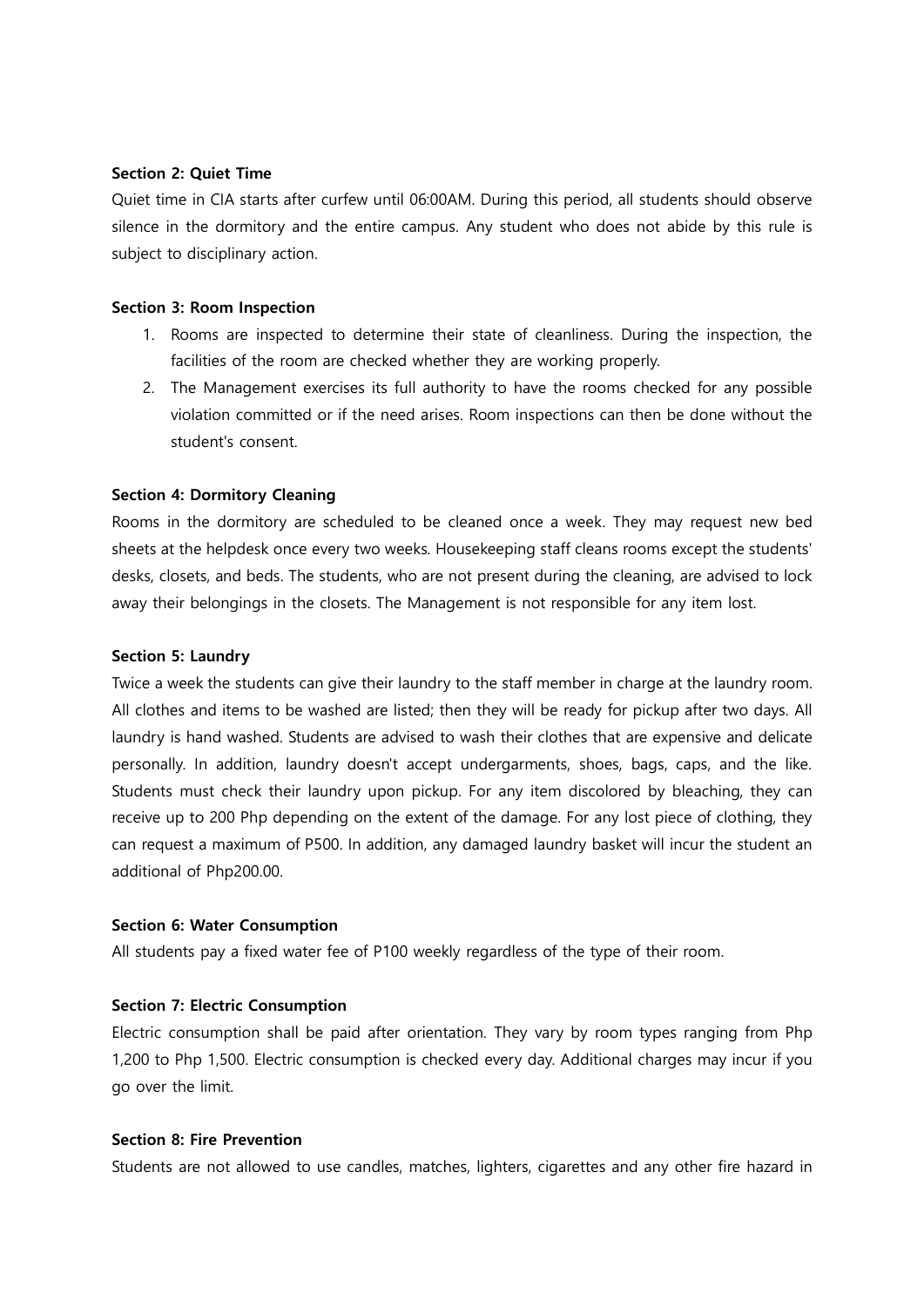**Section 2: Quiet Time**

Quiet time in CIA starts after curfew until 06:00AM. During this period, all students should observe silence in the dormitory and the entire campus. Any student who does not abide by this rule is subject to disciplinary action.

**Section 3: Room Inspection**

1. Rooms are inspected to determine their state of cleanliness. During the inspection, the facilities of the room are checked whether they are working properly.
2. The Management exercises its full authority to have the rooms checked for any possible violation committed or if the need arises. Room inspections can then be done without the student's consent.

**Section 4: Dormitory Cleaning**

Rooms in the dormitory are scheduled to be cleaned once a week. They may request new bed sheets at the helpdesk once every two weeks. Housekeeping staff cleans rooms except the students' desks, closets, and beds. The students, who are not present during the cleaning, are advised to lock away their belongings in the closets. The Management is not responsible for any item lost.

**Section 5: Laundry**

Twice a week the students can give their laundry to the staff member in charge at the laundry room. All clothes and items to be washed are listed; then they will be ready for pickup after two days. All laundry is hand washed. Students are advised to wash their clothes that are expensive and delicate personally. In addition, laundry doesn't accept undergarments, shoes, bags, caps, and the like. Students must check their laundry upon pickup. For any item discolored by bleaching, they can receive up to 200 Php depending on the extent of the damage. For any lost piece of clothing, they can request a maximum of P500. In addition, any damaged laundry basket will incur the student an additional of Php200.00.

**Section 6: Water Consumption**

All students pay a fixed water fee of P100 weekly regardless of the type of their room.

**Section 7: Electric Consumption**

Electric consumption shall be paid after orientation. They vary by room types ranging from Php 1,200 to Php 1,500. Electric consumption is checked every day. Additional charges may incur if you go over the limit.

**Section 8: Fire Prevention**

Students are not allowed to use candles, matches, lighters, cigarettes and any other fire hazard in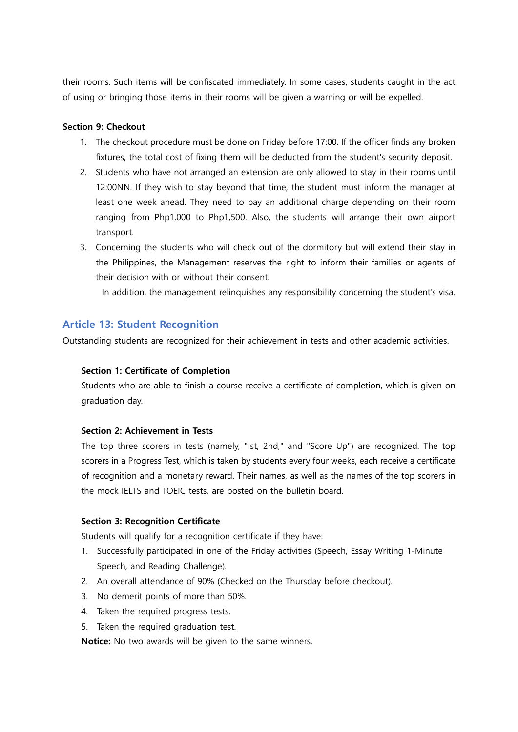their rooms. Such items will be confiscated immediately. In some cases, students caught in the act of using or bringing those items in their rooms will be given a warning or will be expelled.

**Section 9: Checkout**

1. The checkout procedure must be done on Friday before 17:00. If the officer finds any broken fixtures, the total cost of fixing them will be deducted from the student's security deposit.
2. Students who have not arranged an extension are only allowed to stay in their rooms until 12:00NN. If they wish to stay beyond that time, the student must inform the manager at least one week ahead. They need to pay an additional charge depending on their room ranging from Php1,000 to Php1,500. Also, the students will arrange their own airport transport.
3. Concerning the students who will check out of the dormitory but will extend their stay in the Philippines, the Management reserves the right to inform their families or agents of their decision with or without their consent.

   In addition, the management relinquishes any responsibility concerning the student's visa.

## Article 13: Student Recognition

Outstanding students are recognized for their achievement in tests and other academic activities.

**Section 1: Certificate of Completion**

Students who are able to finish a course receive a certificate of completion, which is given on graduation day.

**Section 2: Achievement in Tests**

The top three scorers in tests (namely, "Ist, 2nd," and "Score Up") are recognized. The top scorers in a Progress Test, which is taken by students every four weeks, each receive a certificate of recognition and a monetary reward. Their names, as well as the names of the top scorers in the mock IELTS and TOEIC tests, are posted on the bulletin board.

**Section 3: Recognition Certificate**

Students will qualify for a recognition certificate if they have:

1. Successfully participated in one of the Friday activities (Speech, Essay Writing 1-Minute Speech, and Reading Challenge).
2. An overall attendance of 90% (Checked on the Thursday before checkout).
3. No demerit points of more than 50%.
4. Taken the required progress tests.
5. Taken the required graduation test.

**Notice:** No two awards will be given to the same winners.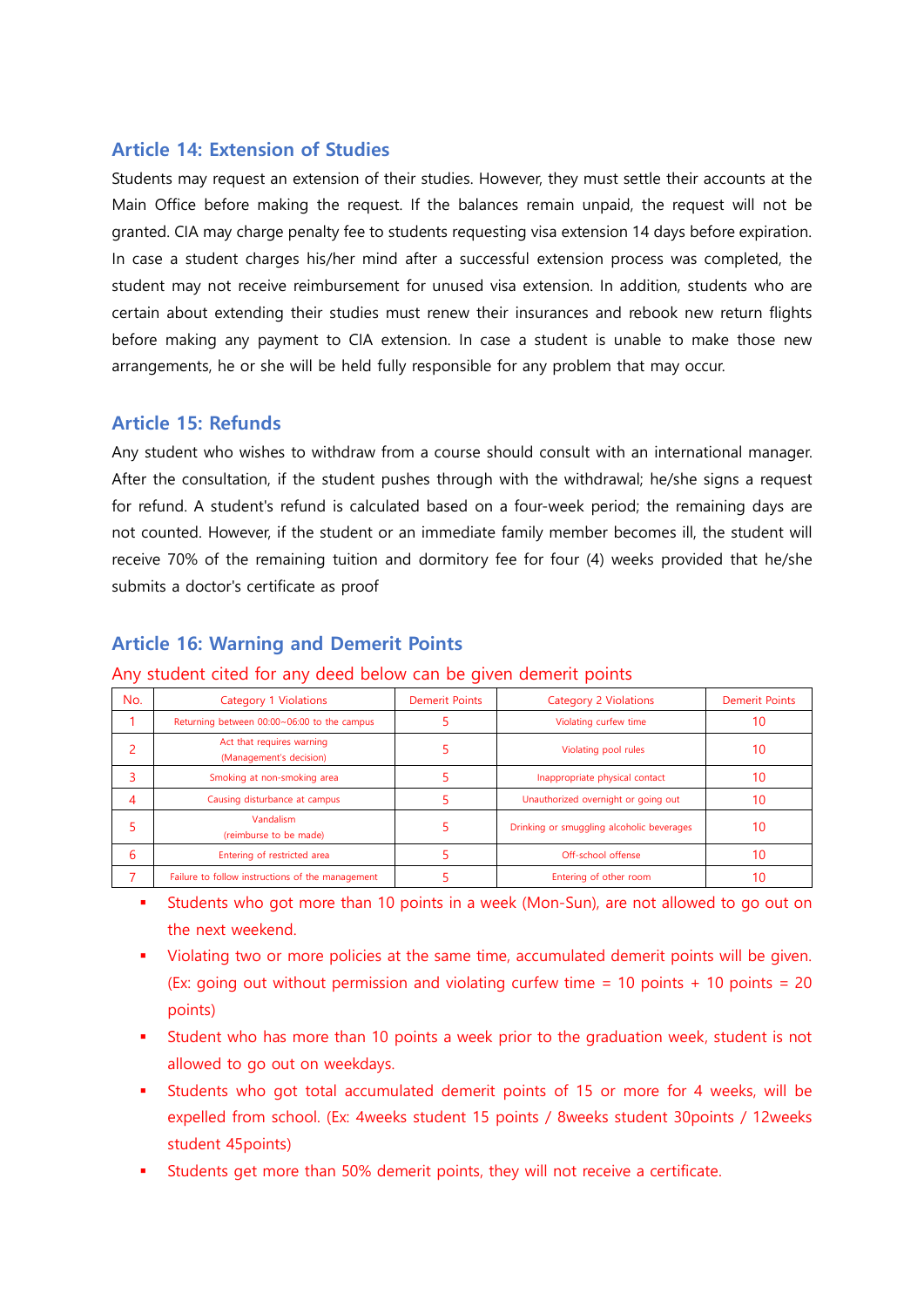## Article 14: Extension of Studies

Students may request an extension of their studies. However, they must settle their accounts at the Main Office before making the request. If the balances remain unpaid, the request will not be granted. CIA may charge penalty fee to students requesting visa extension 14 days before expiration. In case a student charges his/her mind after a successful extension process was completed, the student may not receive reimbursement for unused visa extension. In addition, students who are certain about extending their studies must renew their insurances and rebook new return flights before making any payment to CIA extension. In case a student is unable to make those new arrangements, he or she will be held fully responsible for any problem that may occur.

## Article 15: Refunds

Any student who wishes to withdraw from a course should consult with an international manager. After the consultation, if the student pushes through with the withdrawal; he/she signs a request for refund. A student's refund is calculated based on a four-week period; the remaining days are not counted. However, if the student or an immediate family member becomes ill, the student will receive 70% of the remaining tuition and dormitory fee for four (4) weeks provided that he/she submits a doctor's certificate as proof

## Article 16: Warning and Demerit Points

Any student cited for any deed below can be given demerit points

| No. | Category 1 Violations | Demerit Points | Category 2 Violations | Demerit Points |
|---|---|---|---|---|
| 1 | Returning between 00:00~06:00 to the campus | 5 | Violating curfew time | 10 |
| 2 | Act that requires warning (Management's decision) | 5 | Violating pool rules | 10 |
| 3 | Smoking at non-smoking area | 5 | Inappropriate physical contact | 10 |
| 4 | Causing disturbance at campus | 5 | Unauthorized overnight or going out | 10 |
| 5 | Vandalism (reimburse to be made) | 5 | Drinking or smuggling alcoholic beverages | 10 |
| 6 | Entering of restricted area | 5 | Off-school offense | 10 |
| 7 | Failure to follow instructions of the management | 5 | Entering of other room | 10 |

- Students who got more than 10 points in a week (Mon-Sun), are not allowed to go out on the next weekend.
- Violating two or more policies at the same time, accumulated demerit points will be given. (Ex: going out without permission and violating curfew time = 10 points + 10 points = 20 points)
- Student who has more than 10 points a week prior to the graduation week, student is not allowed to go out on weekdays.
- Students who got total accumulated demerit points of 15 or more for 4 weeks, will be expelled from school. (Ex: 4weeks student 15 points / 8weeks student 30points / 12weeks student 45points)
- Students get more than 50% demerit points, they will not receive a certificate.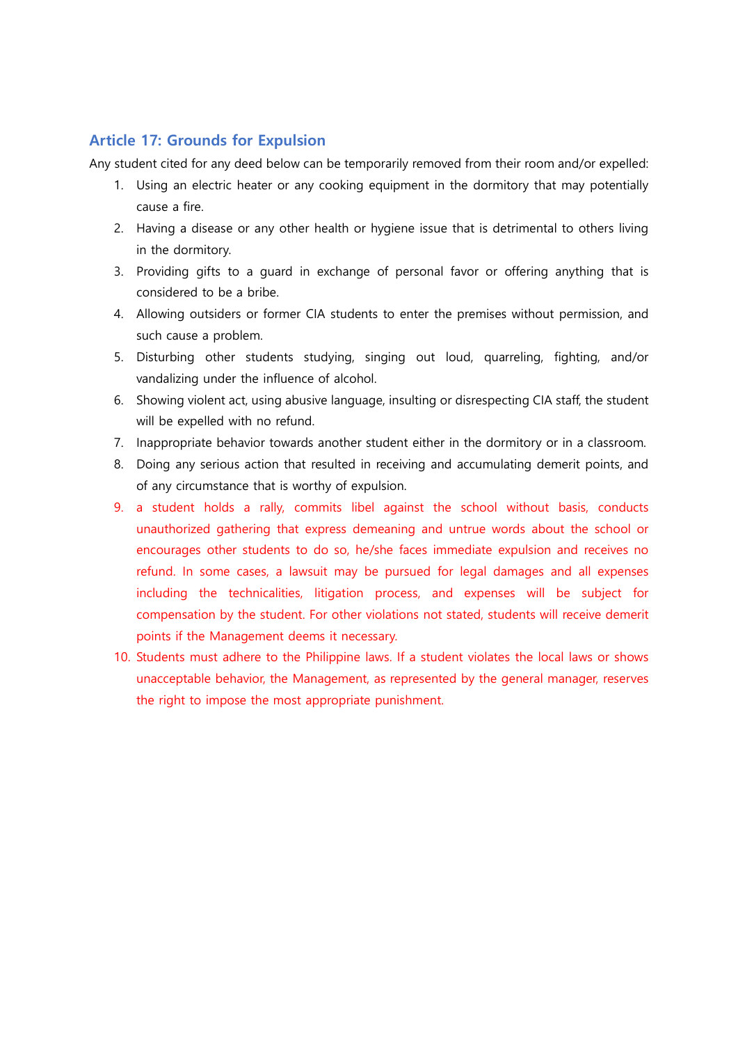## Article 17: Grounds for Expulsion

Any student cited for any deed below can be temporarily removed from their room and/or expelled:

1. Using an electric heater or any cooking equipment in the dormitory that may potentially cause a fire.
2. Having a disease or any other health or hygiene issue that is detrimental to others living in the dormitory.
3. Providing gifts to a guard in exchange of personal favor or offering anything that is considered to be a bribe.
4. Allowing outsiders or former CIA students to enter the premises without permission, and such cause a problem.
5. Disturbing other students studying, singing out loud, quarreling, fighting, and/or vandalizing under the influence of alcohol.
6. Showing violent act, using abusive language, insulting or disrespecting CIA staff, the student will be expelled with no refund.
7. Inappropriate behavior towards another student either in the dormitory or in a classroom.
8. Doing any serious action that resulted in receiving and accumulating demerit points, and of any circumstance that is worthy of expulsion.
9. a student holds a rally, commits libel against the school without basis, conducts unauthorized gathering that express demeaning and untrue words about the school or encourages other students to do so, he/she faces immediate expulsion and receives no refund. In some cases, a lawsuit may be pursued for legal damages and all expenses including the technicalities, litigation process, and expenses will be subject for compensation by the student. For other violations not stated, students will receive demerit points if the Management deems it necessary.
10. Students must adhere to the Philippine laws. If a student violates the local laws or shows unacceptable behavior, the Management, as represented by the general manager, reserves the right to impose the most appropriate punishment.